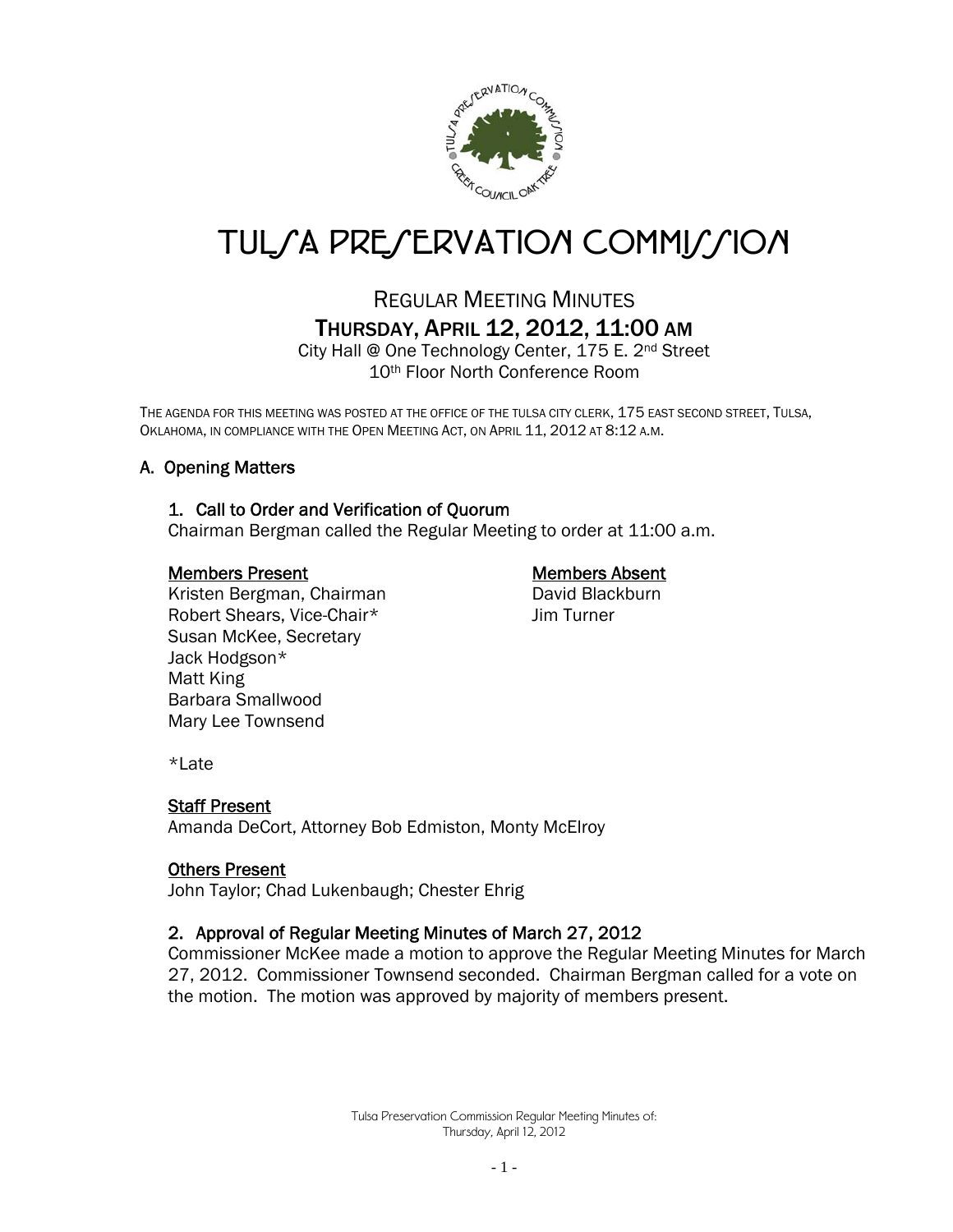# TULSA PRESERVATION COMMISSION

## REGULAR MEETING MINUTES

## THURSDAY, APRIL 12, 2012, 11:00 AM

City Hall @ One Technology Center, 175 E. 2nd Street
10th Floor North Conference Room

THE AGENDA FOR THIS MEETING WAS POSTED AT THE OFFICE OF THE TULSA CITY CLERK, 175 EAST SECOND STREET, TULSA, OKLAHOMA, IN COMPLIANCE WITH THE OPEN MEETING ACT, ON APRIL 11, 2012 AT 8:12 A.M.

### A. Opening Matters

#### 1. Call to Order and Verification of Quorum

Chairman Bergman called the Regular Meeting to order at 11:00 a.m.

**Members Present**

Kristen Bergman, Chairman
Robert Shears, Vice-Chair*
Susan McKee, Secretary
Jack Hodgson*
Matt King
Barbara Smallwood
Mary Lee Townsend

**Members Absent**

David Blackburn
Jim Turner

*Late

**Staff Present**

Amanda DeCort, Attorney Bob Edmiston, Monty McElroy

**Others Present**

John Taylor; Chad Lukenbaugh; Chester Ehrig

#### 2. Approval of Regular Meeting Minutes of March 27, 2012

Commissioner McKee made a motion to approve the Regular Meeting Minutes for March 27, 2012. Commissioner Townsend seconded. Chairman Bergman called for a vote on the motion. The motion was approved by majority of members present.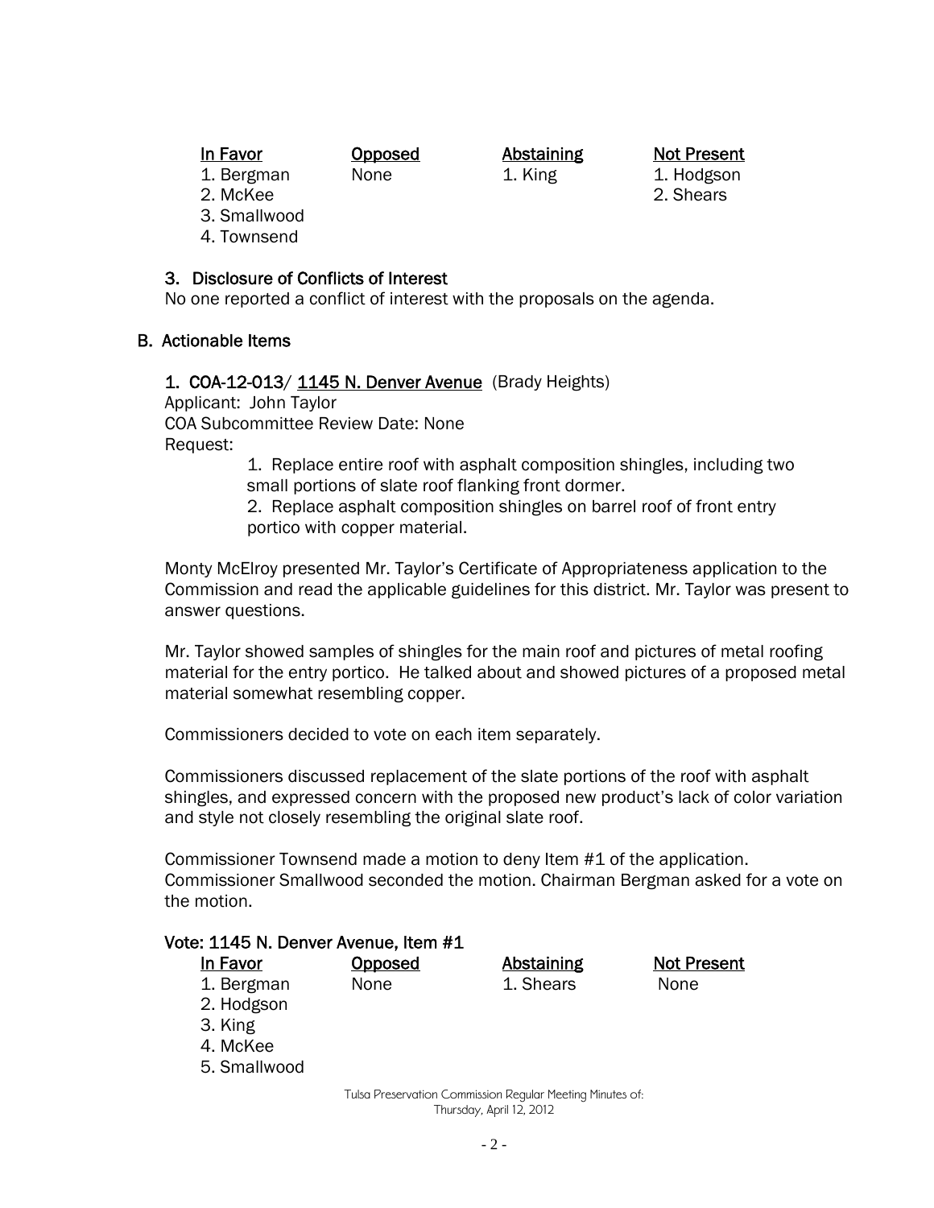| In Favor | Opposed | Abstaining | Not Present |
|---|---|---|---|
| 1. Bergman | None | 1. King | 1. Hodgson |
| 2. McKee | | | 2. Shears |
| 3. Smallwood | | | |
| 4. Townsend | | | |

### 3. Disclosure of Conflicts of Interest

No one reported a conflict of interest with the proposals on the agenda.

## B. Actionable Items

### 1. COA-12-013/ 1145 N. Denver Avenue (Brady Heights)

Applicant: John Taylor
COA Subcommittee Review Date: None
Request:

1. Replace entire roof with asphalt composition shingles, including two small portions of slate roof flanking front dormer.
2. Replace asphalt composition shingles on barrel roof of front entry portico with copper material.

Monty McElroy presented Mr. Taylor's Certificate of Appropriateness application to the Commission and read the applicable guidelines for this district. Mr. Taylor was present to answer questions.

Mr. Taylor showed samples of shingles for the main roof and pictures of metal roofing material for the entry portico. He talked about and showed pictures of a proposed metal material somewhat resembling copper.

Commissioners decided to vote on each item separately.

Commissioners discussed replacement of the slate portions of the roof with asphalt shingles, and expressed concern with the proposed new product's lack of color variation and style not closely resembling the original slate roof.

Commissioner Townsend made a motion to deny Item #1 of the application. Commissioner Smallwood seconded the motion. Chairman Bergman asked for a vote on the motion.

**Vote: 1145 N. Denver Avenue, Item #1**

| In Favor | Opposed | Abstaining | Not Present |
|---|---|---|---|
| 1. Bergman | None | 1. Shears | None |
| 2. Hodgson | | | |
| 3. King | | | |
| 4. McKee | | | |
| 5. Smallwood | | | |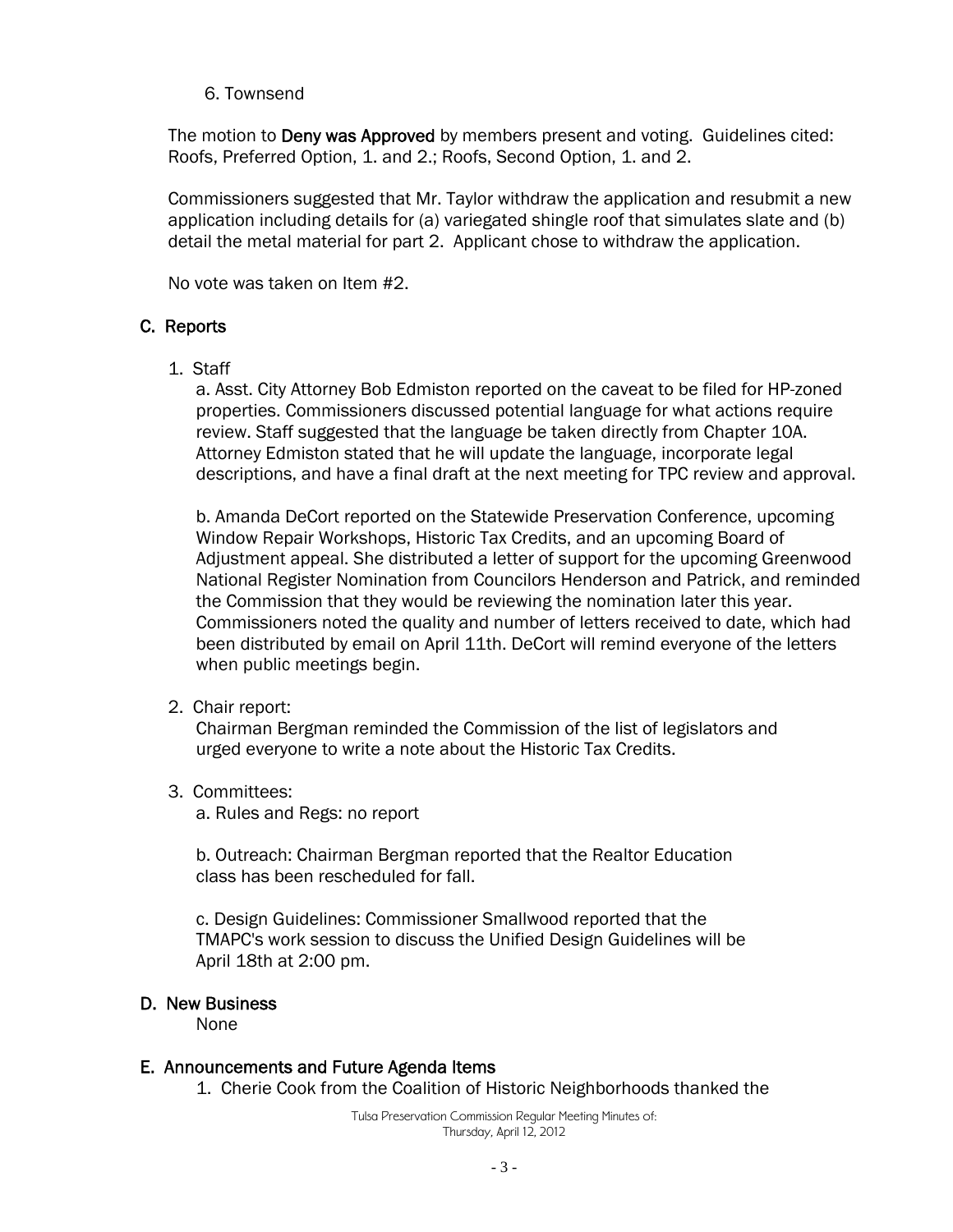6. Townsend

The motion to **Deny was Approved** by members present and voting. Guidelines cited: Roofs, Preferred Option, 1. and 2.; Roofs, Second Option, 1. and 2.

Commissioners suggested that Mr. Taylor withdraw the application and resubmit a new application including details for (a) variegated shingle roof that simulates slate and (b) detail the metal material for part 2. Applicant chose to withdraw the application.

No vote was taken on Item #2.

## C. Reports

1. Staff

   a. Asst. City Attorney Bob Edmiston reported on the caveat to be filed for HP-zoned properties. Commissioners discussed potential language for what actions require review. Staff suggested that the language be taken directly from Chapter 10A. Attorney Edmiston stated that he will update the language, incorporate legal descriptions, and have a final draft at the next meeting for TPC review and approval.

   b. Amanda DeCort reported on the Statewide Preservation Conference, upcoming Window Repair Workshops, Historic Tax Credits, and an upcoming Board of Adjustment appeal. She distributed a letter of support for the upcoming Greenwood National Register Nomination from Councilors Henderson and Patrick, and reminded the Commission that they would be reviewing the nomination later this year. Commissioners noted the quality and number of letters received to date, which had been distributed by email on April 11th. DeCort will remind everyone of the letters when public meetings begin.

2. Chair report:

   Chairman Bergman reminded the Commission of the list of legislators and urged everyone to write a note about the Historic Tax Credits.

3. Committees:

   a. Rules and Regs: no report

   b. Outreach: Chairman Bergman reported that the Realtor Education class has been rescheduled for fall.

   c. Design Guidelines: Commissioner Smallwood reported that the TMAPC's work session to discuss the Unified Design Guidelines will be April 18th at 2:00 pm.

## D. New Business

None

## E. Announcements and Future Agenda Items

1. Cherie Cook from the Coalition of Historic Neighborhoods thanked the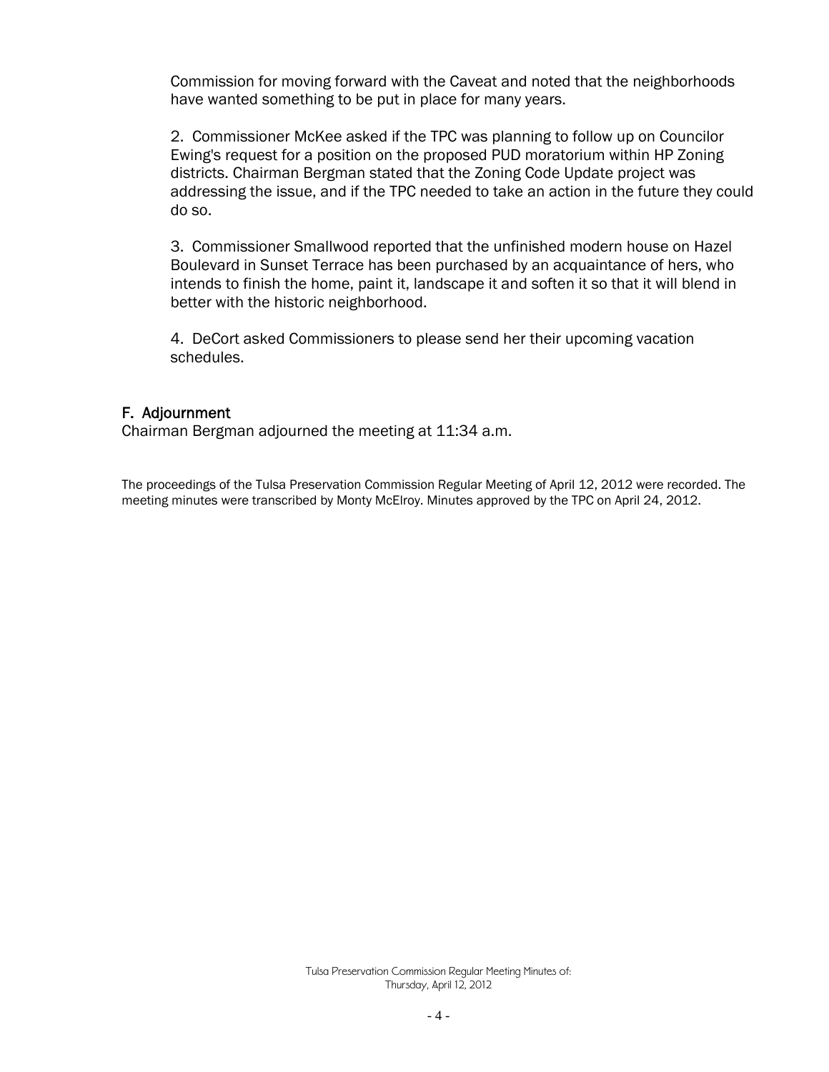Commission for moving forward with the Caveat and noted that the neighborhoods have wanted something to be put in place for many years.

2. Commissioner McKee asked if the TPC was planning to follow up on Councilor Ewing's request for a position on the proposed PUD moratorium within HP Zoning districts. Chairman Bergman stated that the Zoning Code Update project was addressing the issue, and if the TPC needed to take an action in the future they could do so.

3. Commissioner Smallwood reported that the unfinished modern house on Hazel Boulevard in Sunset Terrace has been purchased by an acquaintance of hers, who intends to finish the home, paint it, landscape it and soften it so that it will blend in better with the historic neighborhood.

4. DeCort asked Commissioners to please send her their upcoming vacation schedules.

## F. Adjournment

Chairman Bergman adjourned the meeting at 11:34 a.m.

The proceedings of the Tulsa Preservation Commission Regular Meeting of April 12, 2012 were recorded. The meeting minutes were transcribed by Monty McElroy. Minutes approved by the TPC on April 24, 2012.